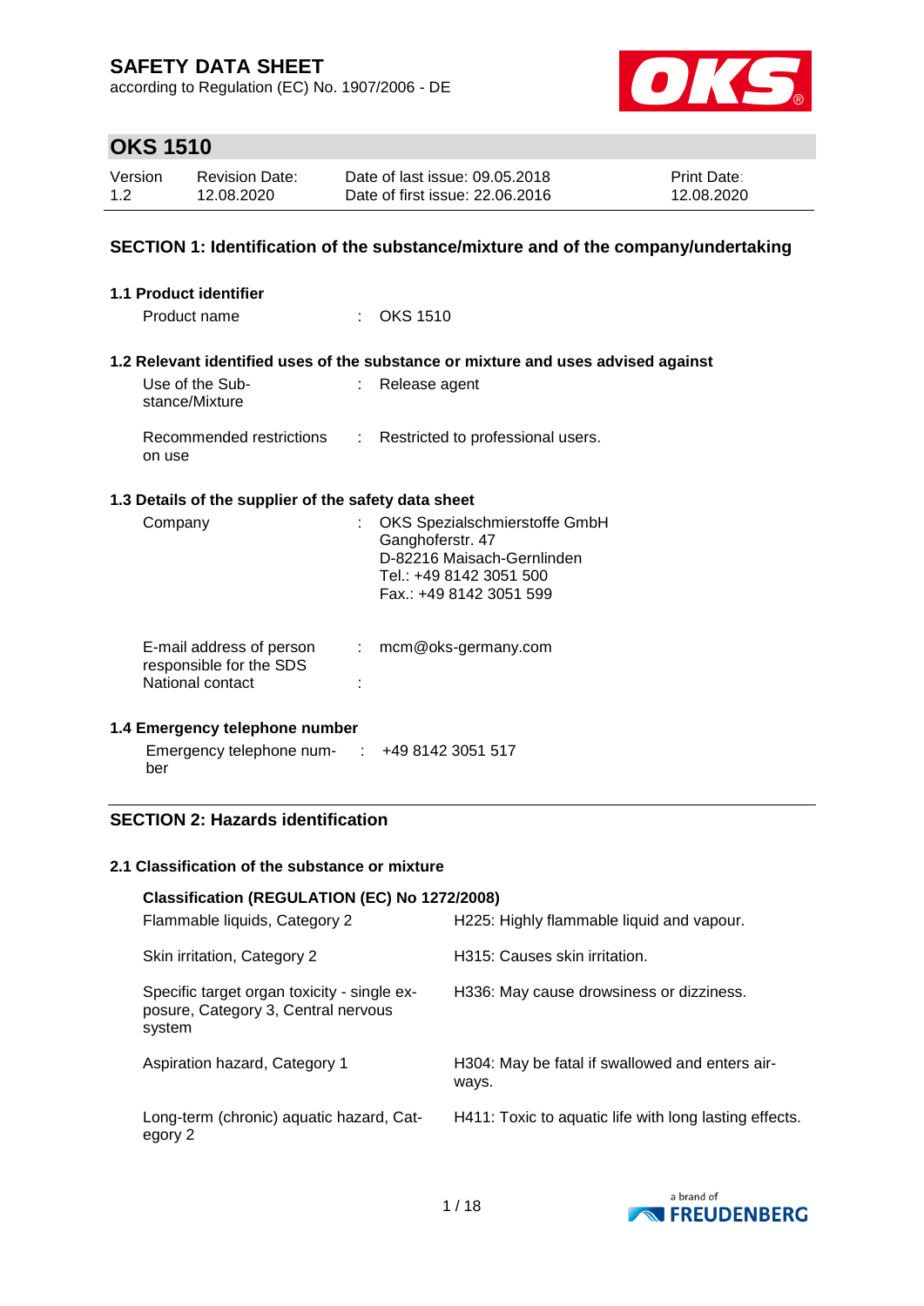# SAFETY DATA SHEET

according to Regulation (EC) No. 1907/2006 - DE

## OKS 1510

| Version | Revision Date: | Date of last issue: 09.05.2018 | Print Date: |
|---|---|---|---|
| 1.2 | 12.08.2020 | Date of first issue: 22.06.2016 | 12.08.2020 |

### SECTION 1: Identification of the substance/mixture and of the company/undertaking

**1.1 Product identifier**

Product name : OKS 1510

**1.2 Relevant identified uses of the substance or mixture and uses advised against**

Use of the Substance/Mixture : Release agent

Recommended restrictions on use : Restricted to professional users.

**1.3 Details of the supplier of the safety data sheet**

Company : OKS Spezialschmierstoffe GmbH
Ganghoferstr. 47
D-82216 Maisach-Gernlinden
Tel.: +49 8142 3051 500
Fax.: +49 8142 3051 599

E-mail address of person responsible for the SDS : mcm@oks-germany.com

National contact :

**1.4 Emergency telephone number**

Emergency telephone number : +49 8142 3051 517

### SECTION 2: Hazards identification

**2.1 Classification of the substance or mixture**

**Classification (REGULATION (EC) No 1272/2008)**

| | |
|---|---|
| Flammable liquids, Category 2 | H225: Highly flammable liquid and vapour. |
| Skin irritation, Category 2 | H315: Causes skin irritation. |
| Specific target organ toxicity - single exposure, Category 3, Central nervous system | H336: May cause drowsiness or dizziness. |
| Aspiration hazard, Category 1 | H304: May be fatal if swallowed and enters airways. |
| Long-term (chronic) aquatic hazard, Category 2 | H411: Toxic to aquatic life with long lasting effects. |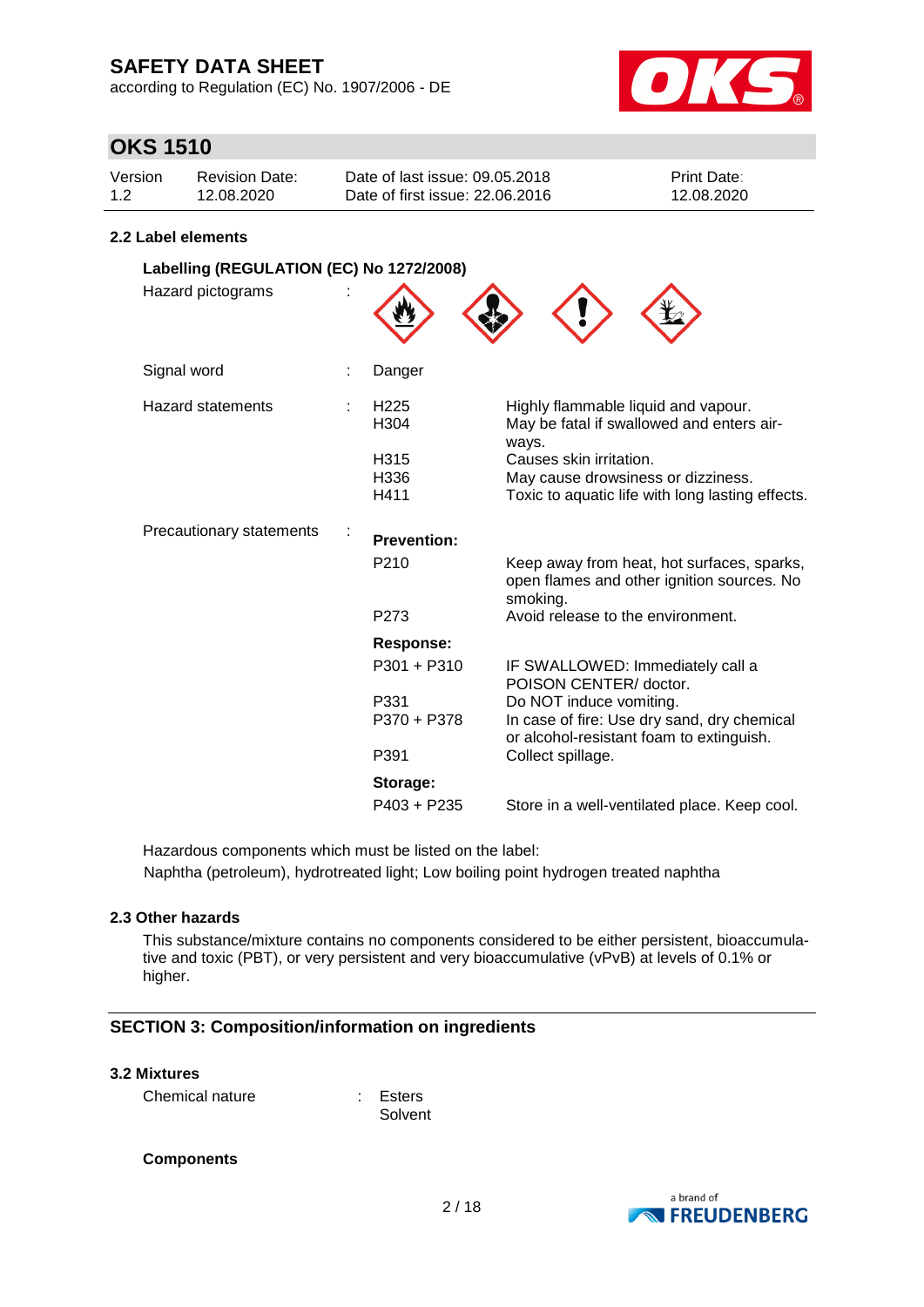## 2.2 Label elements

**Labelling (REGULATION (EC) No 1272/2008)**

Hazard pictograms :

| | | |
|---|---|---|
| Signal word | : | Danger |
| Hazard statements | : | H225 Highly flammable liquid and vapour. |
| | | H304 May be fatal if swallowed and enters airways. |
| | | H315 Causes skin irritation. |
| | | H336 May cause drowsiness or dizziness. |
| | | H411 Toxic to aquatic life with long lasting effects. |

Precautionary statements :

**Prevention:**

| | |
|---|---|
| P210 | Keep away from heat, hot surfaces, sparks, open flames and other ignition sources. No smoking. |
| P273 | Avoid release to the environment. |

**Response:**

| | |
|---|---|
| P301 + P310 | IF SWALLOWED: Immediately call a POISON CENTER/ doctor. |
| P331 | Do NOT induce vomiting. |
| P370 + P378 | In case of fire: Use dry sand, dry chemical or alcohol-resistant foam to extinguish. |
| P391 | Collect spillage. |

**Storage:**

| | |
|---|---|
| P403 + P235 | Store in a well-ventilated place. Keep cool. |

Hazardous components which must be listed on the label:
Naphtha (petroleum), hydrotreated light; Low boiling point hydrogen treated naphtha

## 2.3 Other hazards

This substance/mixture contains no components considered to be either persistent, bioaccumulative and toxic (PBT), or very persistent and very bioaccumulative (vPvB) at levels of 0.1% or higher.

# SECTION 3: Composition/information on ingredients

## 3.2 Mixtures

Chemical nature : Esters
Solvent

**Components**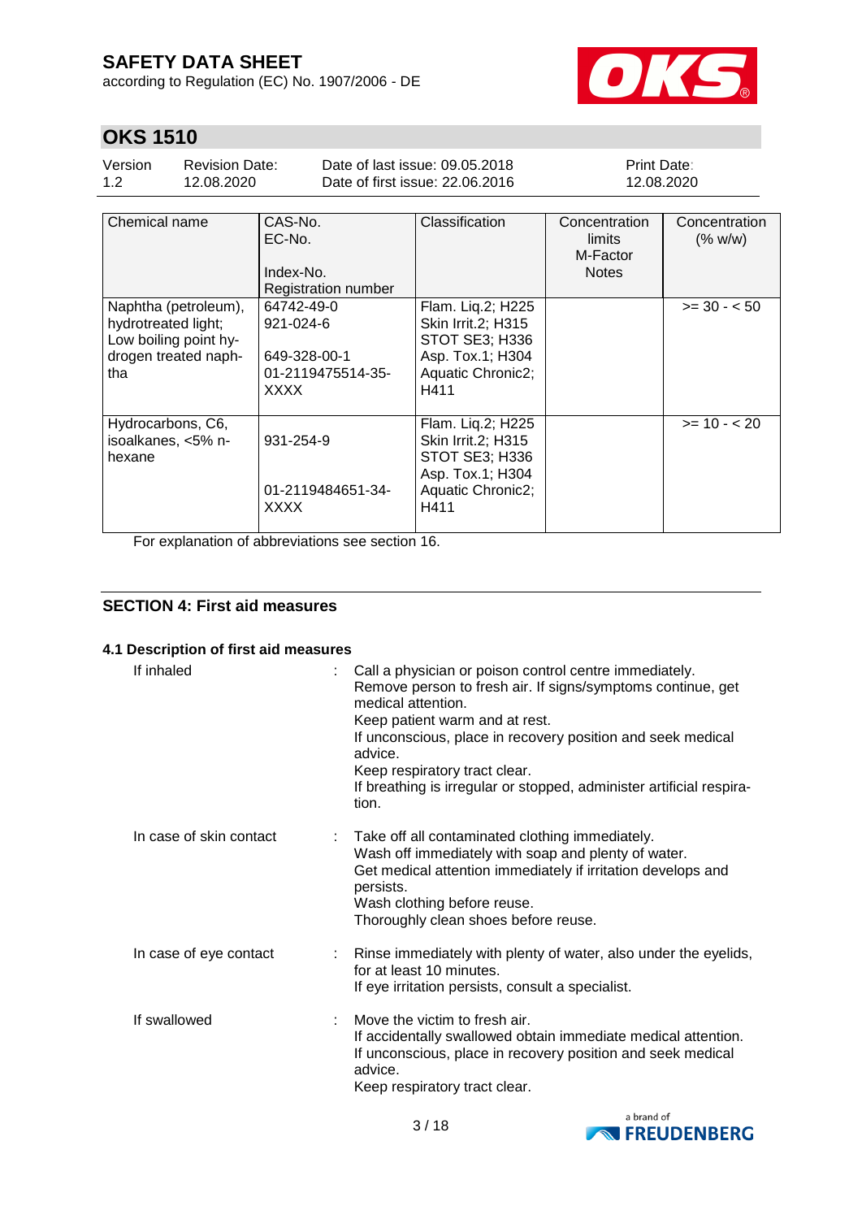| Chemical name | CAS-No.<br>EC-No.<br><br>Index-No.<br>Registration number | Classification | Concentration limits<br>M-Factor<br>Notes | Concentration (% w/w) |
|---|---|---|---|---|
| Naphtha (petroleum), hydrotreated light; Low boiling point hydrogen treated naphtha | 64742-49-0<br>921-024-6<br><br>649-328-00-1<br>01-2119475514-35-XXXX | Flam. Liq.2; H225<br>Skin Irrit.2; H315<br>STOT SE3; H336<br>Asp. Tox.1; H304<br>Aquatic Chronic2; H411 | | >= 30 - < 50 |
| Hydrocarbons, C6, isoalkanes, <5% n-hexane | <br>931-254-9<br><br><br>01-2119484651-34-XXXX | Flam. Liq.2; H225<br>Skin Irrit.2; H315<br>STOT SE3; H336<br>Asp. Tox.1; H304<br>Aquatic Chronic2; H411 | | >= 10 - < 20 |

For explanation of abbreviations see section 16.

## SECTION 4: First aid measures

### 4.1 Description of first aid measures

**If inhaled** : Call a physician or poison control centre immediately.
Remove person to fresh air. If signs/symptoms continue, get medical attention.
Keep patient warm and at rest.
If unconscious, place in recovery position and seek medical advice.
Keep respiratory tract clear.
If breathing is irregular or stopped, administer artificial respiration.

**In case of skin contact** : Take off all contaminated clothing immediately.
Wash off immediately with soap and plenty of water.
Get medical attention immediately if irritation develops and persists.
Wash clothing before reuse.
Thoroughly clean shoes before reuse.

**In case of eye contact** : Rinse immediately with plenty of water, also under the eyelids, for at least 10 minutes.
If eye irritation persists, consult a specialist.

**If swallowed** : Move the victim to fresh air.
If accidentally swallowed obtain immediate medical attention.
If unconscious, place in recovery position and seek medical advice.
Keep respiratory tract clear.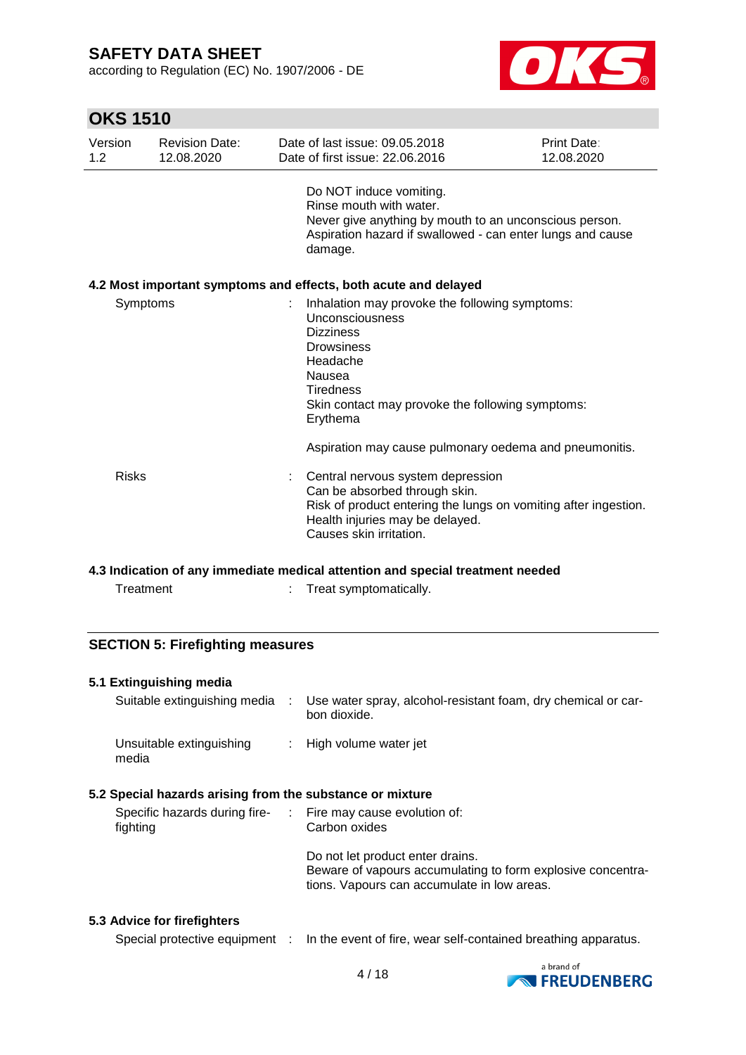Do NOT induce vomiting.
Rinse mouth with water.
Never give anything by mouth to an unconscious person.
Aspiration hazard if swallowed - can enter lungs and cause damage.

### 4.2 Most important symptoms and effects, both acute and delayed

Symptoms : Inhalation may provoke the following symptoms:
Unconsciousness
Dizziness
Drowsiness
Headache
Nausea
Tiredness
Skin contact may provoke the following symptoms:
Erythema

Aspiration may cause pulmonary oedema and pneumonitis.

Risks : Central nervous system depression
Can be absorbed through skin.
Risk of product entering the lungs on vomiting after ingestion.
Health injuries may be delayed.
Causes skin irritation.

### 4.3 Indication of any immediate medical attention and special treatment needed

Treatment : Treat symptomatically.

## SECTION 5: Firefighting measures

### 5.1 Extinguishing media

Suitable extinguishing media : Use water spray, alcohol-resistant foam, dry chemical or carbon dioxide.

Unsuitable extinguishing media : High volume water jet

### 5.2 Special hazards arising from the substance or mixture

Specific hazards during firefighting : Fire may cause evolution of:
Carbon oxides

Do not let product enter drains.
Beware of vapours accumulating to form explosive concentrations. Vapours can accumulate in low areas.

### 5.3 Advice for firefighters

Special protective equipment : In the event of fire, wear self-contained breathing apparatus.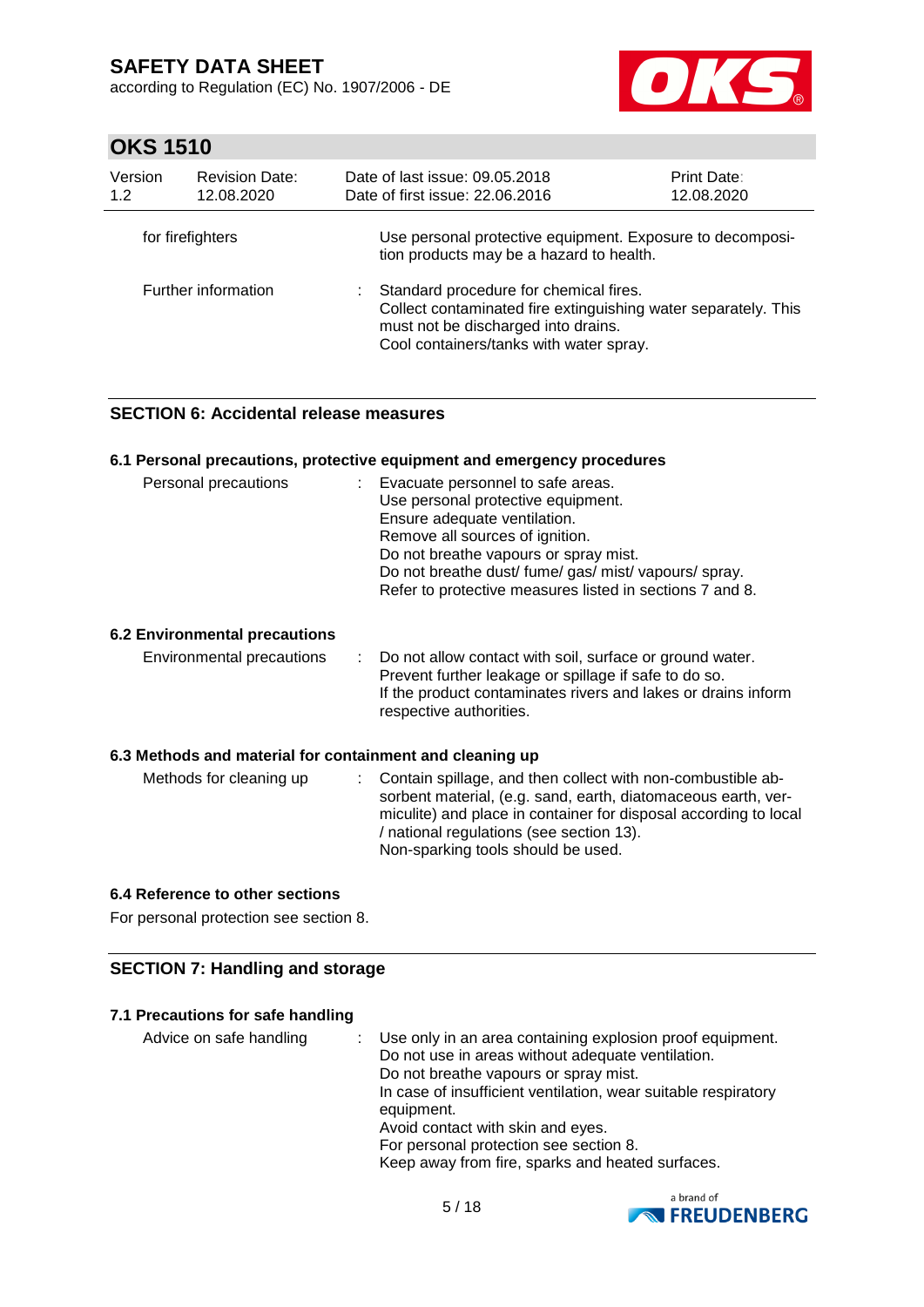| | | |
|---|---|---|
| for firefighters | | Use personal protective equipment. Exposure to decomposition products may be a hazard to health. |
| Further information | : | Standard procedure for chemical fires.<br>Collect contaminated fire extinguishing water separately. This must not be discharged into drains.<br>Cool containers/tanks with water spray. |

## SECTION 6: Accidental release measures

### 6.1 Personal precautions, protective equipment and emergency procedures

| | | |
|---|---|---|
| Personal precautions | : | Evacuate personnel to safe areas.<br>Use personal protective equipment.<br>Ensure adequate ventilation.<br>Remove all sources of ignition.<br>Do not breathe vapours or spray mist.<br>Do not breathe dust/ fume/ gas/ mist/ vapours/ spray.<br>Refer to protective measures listed in sections 7 and 8. |

### 6.2 Environmental precautions

| | | |
|---|---|---|
| Environmental precautions | : | Do not allow contact with soil, surface or ground water.<br>Prevent further leakage or spillage if safe to do so.<br>If the product contaminates rivers and lakes or drains inform respective authorities. |

### 6.3 Methods and material for containment and cleaning up

| | | |
|---|---|---|
| Methods for cleaning up | : | Contain spillage, and then collect with non-combustible absorbent material, (e.g. sand, earth, diatomaceous earth, vermiculite) and place in container for disposal according to local / national regulations (see section 13).<br>Non-sparking tools should be used. |

### 6.4 Reference to other sections

For personal protection see section 8.

## SECTION 7: Handling and storage

### 7.1 Precautions for safe handling

| | | |
|---|---|---|
| Advice on safe handling | : | Use only in an area containing explosion proof equipment.<br>Do not use in areas without adequate ventilation.<br>Do not breathe vapours or spray mist.<br>In case of insufficient ventilation, wear suitable respiratory equipment.<br>Avoid contact with skin and eyes.<br>For personal protection see section 8.<br>Keep away from fire, sparks and heated surfaces. |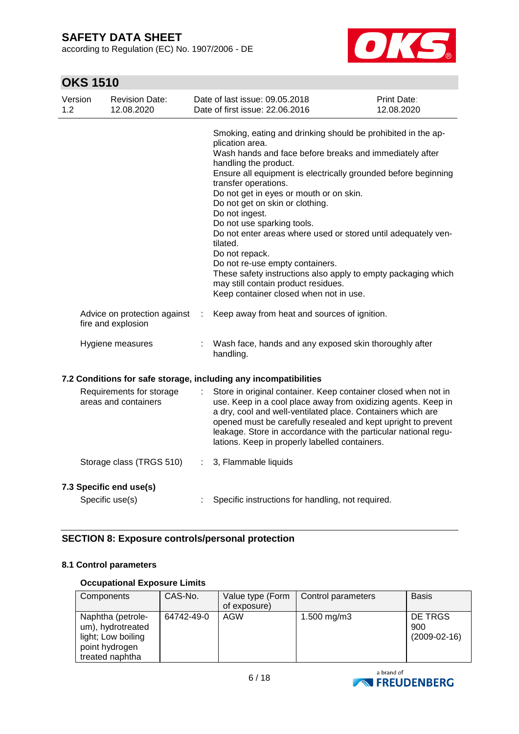Smoking, eating and drinking should be prohibited in the application area.
Wash hands and face before breaks and immediately after handling the product.
Ensure all equipment is electrically grounded before beginning transfer operations.
Do not get in eyes or mouth or on skin.
Do not get on skin or clothing.
Do not ingest.
Do not use sparking tools.
Do not enter areas where used or stored until adequately ventilated.
Do not repack.
Do not re-use empty containers.
These safety instructions also apply to empty packaging which may still contain product residues.
Keep container closed when not in use.

Advice on protection against fire and explosion : Keep away from heat and sources of ignition.

Hygiene measures : Wash face, hands and any exposed skin thoroughly after handling.

### 7.2 Conditions for safe storage, including any incompatibilities

Requirements for storage areas and containers : Store in original container. Keep container closed when not in use. Keep in a cool place away from oxidizing agents. Keep in a dry, cool and well-ventilated place. Containers which are opened must be carefully resealed and kept upright to prevent leakage. Store in accordance with the particular national regulations. Keep in properly labelled containers.

Storage class (TRGS 510) : 3, Flammable liquids

### 7.3 Specific end use(s)

Specific use(s) : Specific instructions for handling, not required.

## SECTION 8: Exposure controls/personal protection

### 8.1 Control parameters

#### Occupational Exposure Limits

| Components | CAS-No. | Value type (Form of exposure) | Control parameters | Basis |
|---|---|---|---|---|
| Naphtha (petroleum), hydrotreated light; Low boiling point hydrogen treated naphtha | 64742-49-0 | AGW | 1.500 mg/m3 | DE TRGS 900 (2009-02-16) |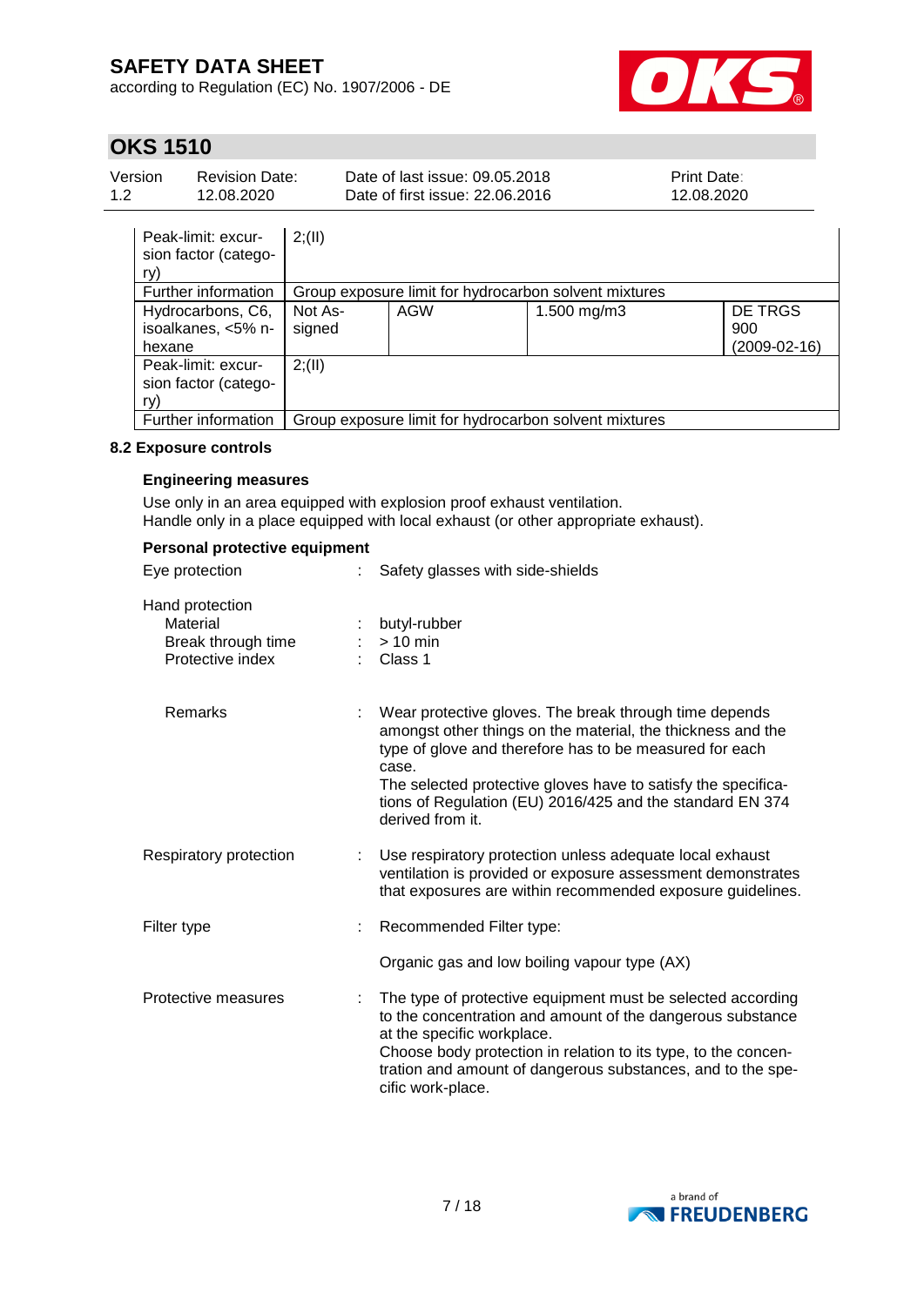| | | | | |
|---|---|---|---|---|
| Peak-limit: excursion factor (category) | 2;(II) | | | |
| Further information | Group exposure limit for hydrocarbon solvent mixtures | | | |
| Hydrocarbons, C6, isoalkanes, <5% n-hexane | Not Assigned | AGW | 1.500 mg/m3 | DE TRGS 900 (2009-02-16) |
| Peak-limit: excursion factor (category) | 2;(II) | | | |
| Further information | Group exposure limit for hydrocarbon solvent mixtures | | | |

### 8.2 Exposure controls

**Engineering measures**

Use only in an area equipped with explosion proof exhaust ventilation.
Handle only in a place equipped with local exhaust (or other appropriate exhaust).

**Personal protective equipment**

Eye protection : Safety glasses with side-shields

Hand protection
- Material : butyl-rubber
- Break through time : > 10 min
- Protective index : Class 1

Remarks : Wear protective gloves. The break through time depends amongst other things on the material, the thickness and the type of glove and therefore has to be measured for each case.
The selected protective gloves have to satisfy the specifications of Regulation (EU) 2016/425 and the standard EN 374 derived from it.

Respiratory protection : Use respiratory protection unless adequate local exhaust ventilation is provided or exposure assessment demonstrates that exposures are within recommended exposure guidelines.

Filter type : Recommended Filter type:

Organic gas and low boiling vapour type (AX)

Protective measures : The type of protective equipment must be selected according to the concentration and amount of the dangerous substance at the specific workplace.
Choose body protection in relation to its type, to the concentration and amount of dangerous substances, and to the specific work-place.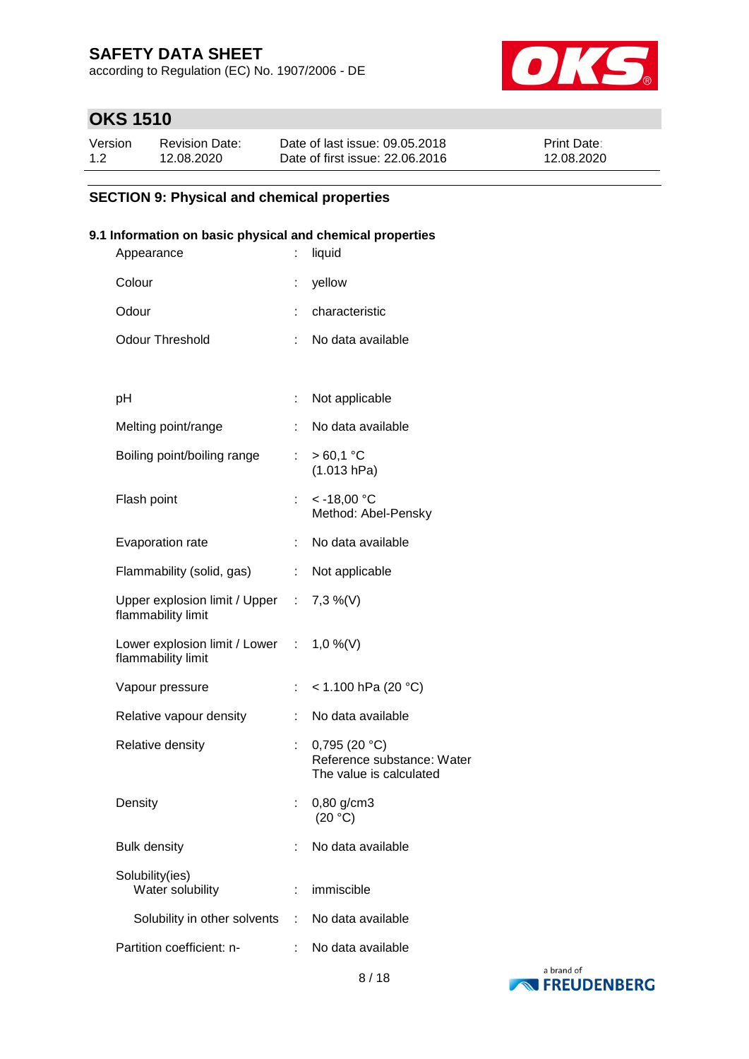## SECTION 9: Physical and chemical properties

### 9.1 Information on basic physical and chemical properties

| Property | | Value |
|---|---|---|
| Appearance | : | liquid |
| Colour | : | yellow |
| Odour | : | characteristic |
| Odour Threshold | : | No data available |
| pH | : | Not applicable |
| Melting point/range | : | No data available |
| Boiling point/boiling range | : | > 60,1 °C (1.013 hPa) |
| Flash point | : | < -18,00 °C Method: Abel-Pensky |
| Evaporation rate | : | No data available |
| Flammability (solid, gas) | : | Not applicable |
| Upper explosion limit / Upper flammability limit | : | 7,3 %(V) |
| Lower explosion limit / Lower flammability limit | : | 1,0 %(V) |
| Vapour pressure | : | < 1.100 hPa (20 °C) |
| Relative vapour density | : | No data available |
| Relative density | : | 0,795 (20 °C) Reference substance: Water The value is calculated |
| Density | : | 0,80 g/cm3 (20 °C) |
| Bulk density | : | No data available |
| Solubility(ies) Water solubility | : | immiscible |
| Solubility in other solvents | : | No data available |
| Partition coefficient: n- | : | No data available |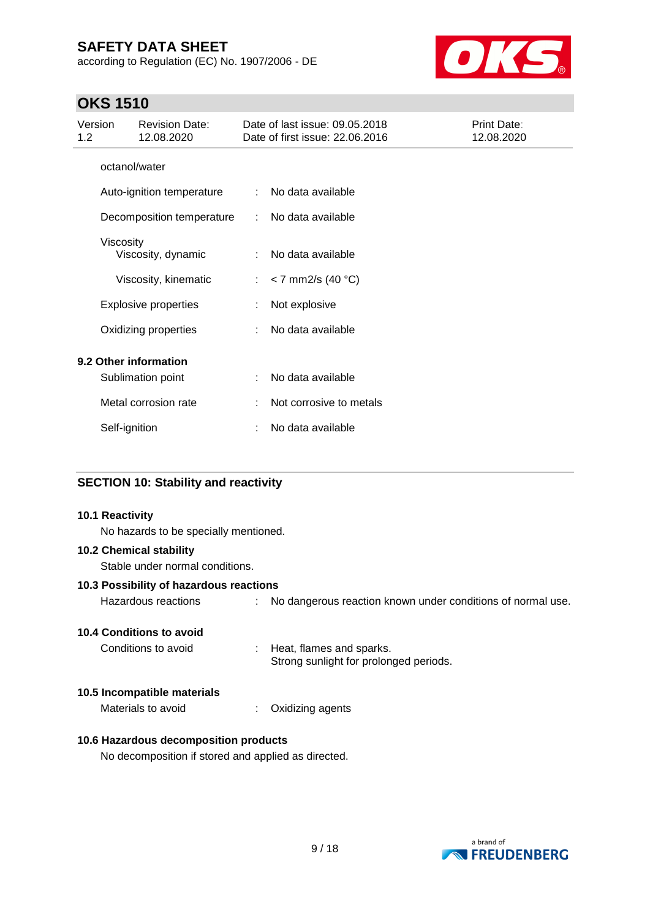octanol/water

| | | |
|---|---|---|
| Auto-ignition temperature | : | No data available |
| Decomposition temperature | : | No data available |
| Viscosity | | |
| Viscosity, dynamic | : | No data available |
| Viscosity, kinematic | : | < 7 mm2/s (40 °C) |
| Explosive properties | : | Not explosive |
| Oxidizing properties | : | No data available |

**9.2 Other information**

| | | |
|---|---|---|
| Sublimation point | : | No data available |
| Metal corrosion rate | : | Not corrosive to metals |
| Self-ignition | : | No data available |

## SECTION 10: Stability and reactivity

**10.1 Reactivity**

No hazards to be specially mentioned.

**10.2 Chemical stability**

Stable under normal conditions.

**10.3 Possibility of hazardous reactions**

Hazardous reactions : No dangerous reaction known under conditions of normal use.

**10.4 Conditions to avoid**

Conditions to avoid : Heat, flames and sparks.
Strong sunlight for prolonged periods.

**10.5 Incompatible materials**

Materials to avoid : Oxidizing agents

**10.6 Hazardous decomposition products**

No decomposition if stored and applied as directed.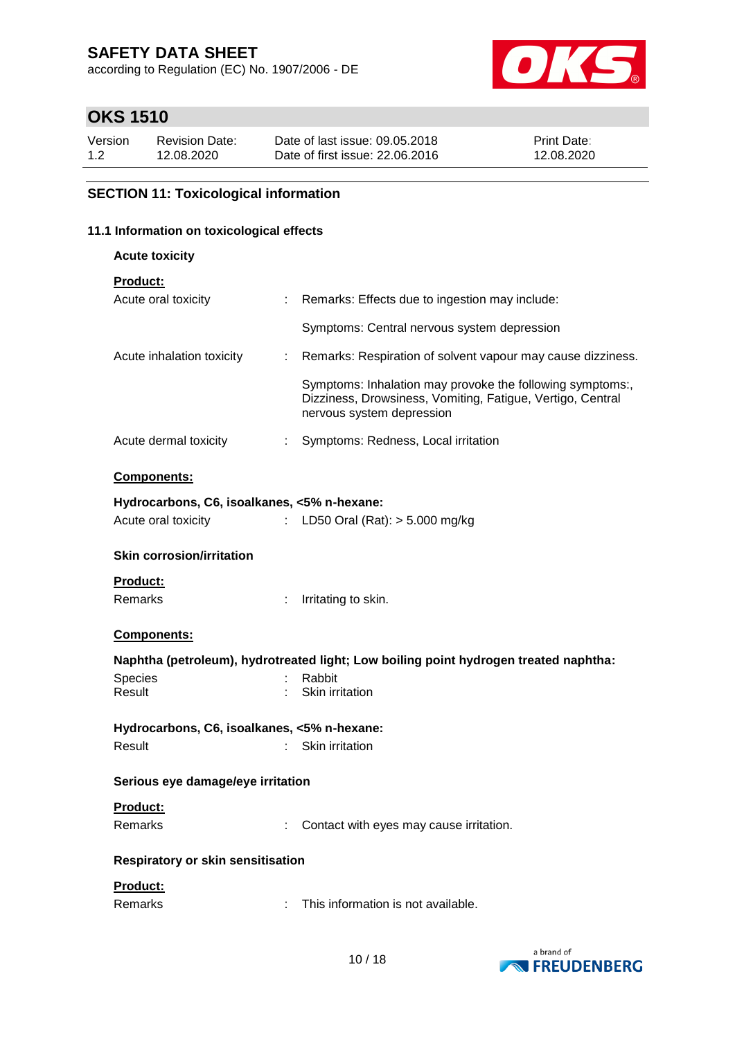## SECTION 11: Toxicological information

### 11.1 Information on toxicological effects

**Acute toxicity**

**Product:**

Acute oral toxicity : Remarks: Effects due to ingestion may include:

Symptoms: Central nervous system depression

Acute inhalation toxicity : Remarks: Respiration of solvent vapour may cause dizziness.

Symptoms: Inhalation may provoke the following symptoms:, Dizziness, Drowsiness, Vomiting, Fatigue, Vertigo, Central nervous system depression

Acute dermal toxicity : Symptoms: Redness, Local irritation

**Components:**

**Hydrocarbons, C6, isoalkanes, <5% n-hexane:**

Acute oral toxicity : LD50 Oral (Rat): > 5.000 mg/kg

**Skin corrosion/irritation**

**Product:**

Remarks : Irritating to skin.

**Components:**

**Naphtha (petroleum), hydrotreated light; Low boiling point hydrogen treated naphtha:**

Species : Rabbit
Result : Skin irritation

**Hydrocarbons, C6, isoalkanes, <5% n-hexane:**

Result : Skin irritation

**Serious eye damage/eye irritation**

**Product:**

Remarks : Contact with eyes may cause irritation.

**Respiratory or skin sensitisation**

**Product:**

Remarks : This information is not available.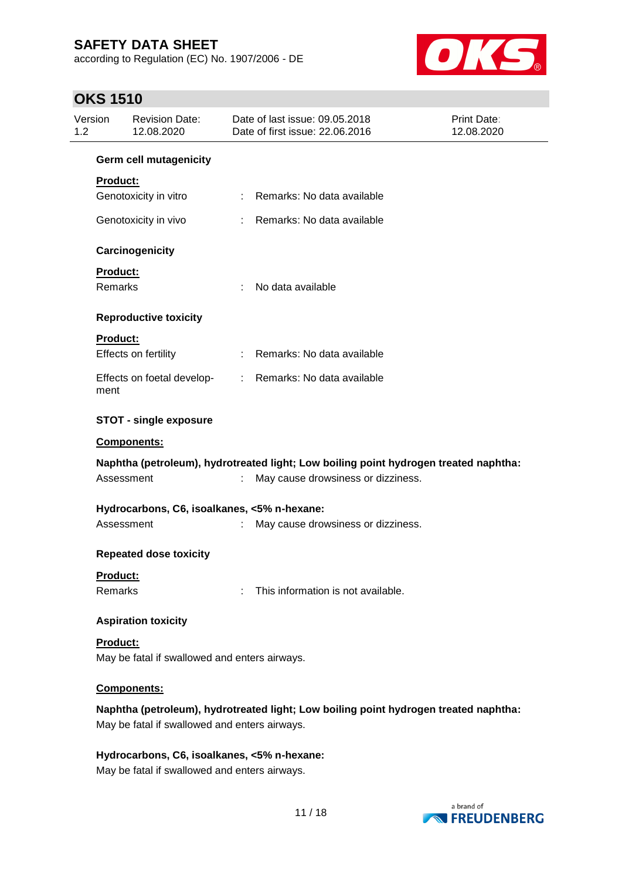**Germ cell mutagenicity**

**Product:**

Genotoxicity in vitro : Remarks: No data available

Genotoxicity in vivo : Remarks: No data available

**Carcinogenicity**

**Product:**

Remarks : No data available

**Reproductive toxicity**

**Product:**

Effects on fertility : Remarks: No data available

Effects on foetal development : Remarks: No data available

**STOT - single exposure**

**Components:**

**Naphtha (petroleum), hydrotreated light; Low boiling point hydrogen treated naphtha:**

Assessment : May cause drowsiness or dizziness.

**Hydrocarbons, C6, isoalkanes, <5% n-hexane:**

Assessment : May cause drowsiness or dizziness.

**Repeated dose toxicity**

**Product:**

Remarks : This information is not available.

**Aspiration toxicity**

**Product:**

May be fatal if swallowed and enters airways.

**Components:**

**Naphtha (petroleum), hydrotreated light; Low boiling point hydrogen treated naphtha:**

May be fatal if swallowed and enters airways.

**Hydrocarbons, C6, isoalkanes, <5% n-hexane:**

May be fatal if swallowed and enters airways.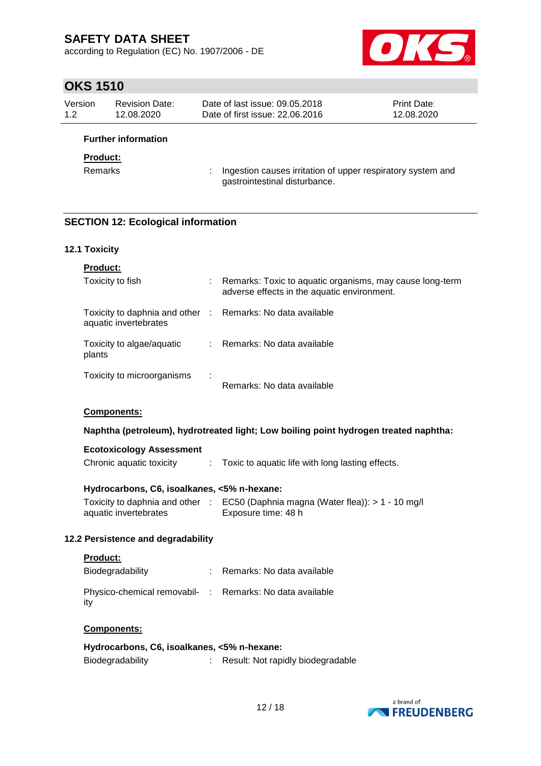**Further information**

**Product:**

Remarks : Ingestion causes irritation of upper respiratory system and gastrointestinal disturbance.

## SECTION 12: Ecological information

### 12.1 Toxicity

**Product:**

Toxicity to fish : Remarks: Toxic to aquatic organisms, may cause long-term adverse effects in the aquatic environment.

Toxicity to daphnia and other aquatic invertebrates : Remarks: No data available

Toxicity to algae/aquatic plants : Remarks: No data available

Toxicity to microorganisms : Remarks: No data available

**Components:**

**Naphtha (petroleum), hydrotreated light; Low boiling point hydrogen treated naphtha:**

**Ecotoxicology Assessment**

Chronic aquatic toxicity : Toxic to aquatic life with long lasting effects.

**Hydrocarbons, C6, isoalkanes, <5% n-hexane:**

Toxicity to daphnia and other aquatic invertebrates : EC50 (Daphnia magna (Water flea)): > 1 - 10 mg/l
Exposure time: 48 h

### 12.2 Persistence and degradability

**Product:**

Biodegradability : Remarks: No data available

Physico-chemical removability : Remarks: No data available

**Components:**

**Hydrocarbons, C6, isoalkanes, <5% n-hexane:**

Biodegradability : Result: Not rapidly biodegradable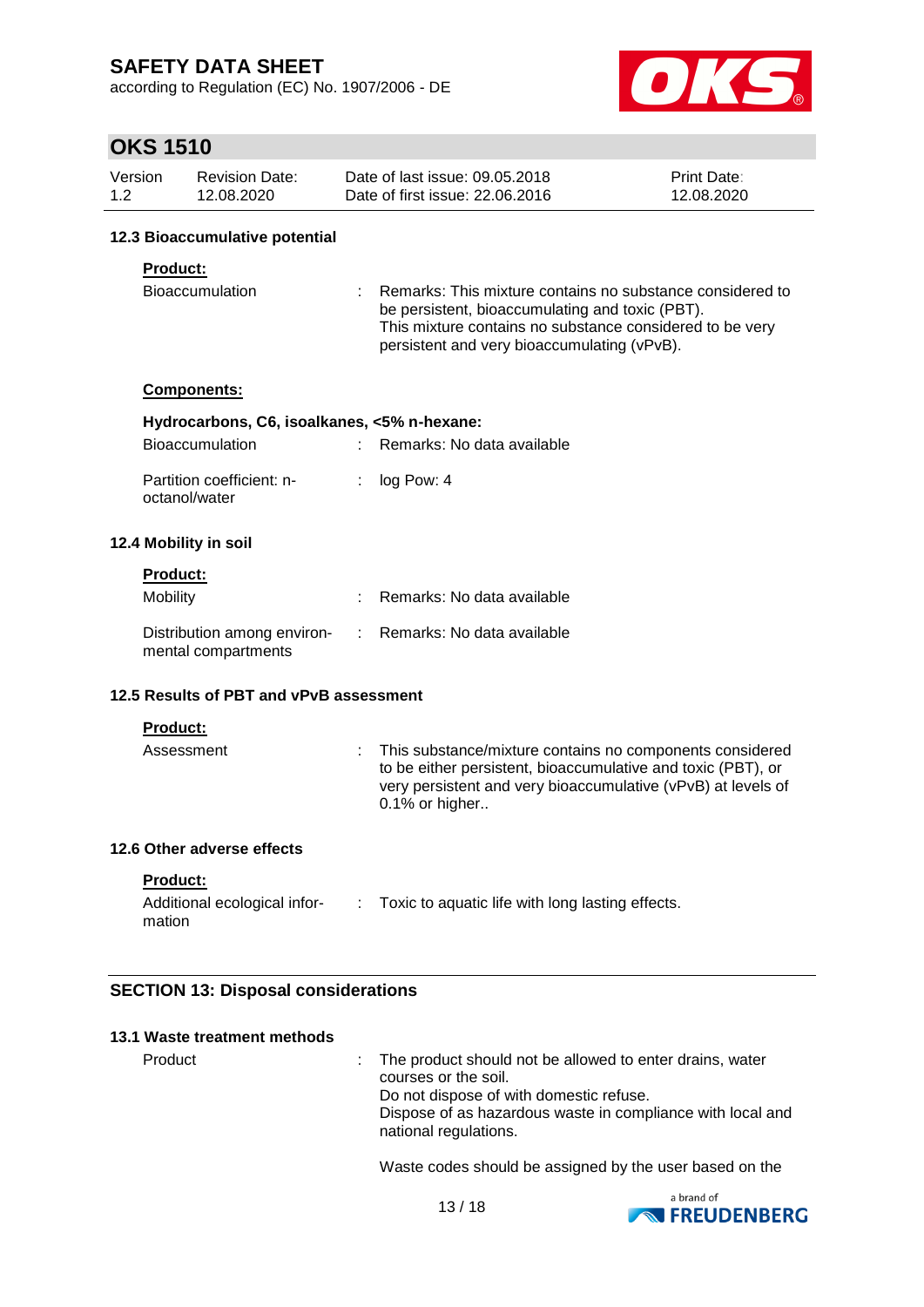### 12.3 Bioaccumulative potential

**Product:**

| | |
|---|---|
| Bioaccumulation | : Remarks: This mixture contains no substance considered to be persistent, bioaccumulating and toxic (PBT). This mixture contains no substance considered to be very persistent and very bioaccumulating (vPvB). |

**Components:**

**Hydrocarbons, C6, isoalkanes, <5% n-hexane:**

| | |
|---|---|
| Bioaccumulation | : Remarks: No data available |
| Partition coefficient: n-octanol/water | : log Pow: 4 |

### 12.4 Mobility in soil

**Product:**

| | |
|---|---|
| Mobility | : Remarks: No data available |
| Distribution among environmental compartments | : Remarks: No data available |

### 12.5 Results of PBT and vPvB assessment

**Product:**

| | |
|---|---|
| Assessment | : This substance/mixture contains no components considered to be either persistent, bioaccumulative and toxic (PBT), or very persistent and very bioaccumulative (vPvB) at levels of 0.1% or higher.. |

### 12.6 Other adverse effects

**Product:**

| | |
|---|---|
| Additional ecological information | : Toxic to aquatic life with long lasting effects. |

## SECTION 13: Disposal considerations

### 13.1 Waste treatment methods

| | |
|---|---|
| Product | : The product should not be allowed to enter drains, water courses or the soil. Do not dispose of with domestic refuse. Dispose of as hazardous waste in compliance with local and national regulations. |

Waste codes should be assigned by the user based on the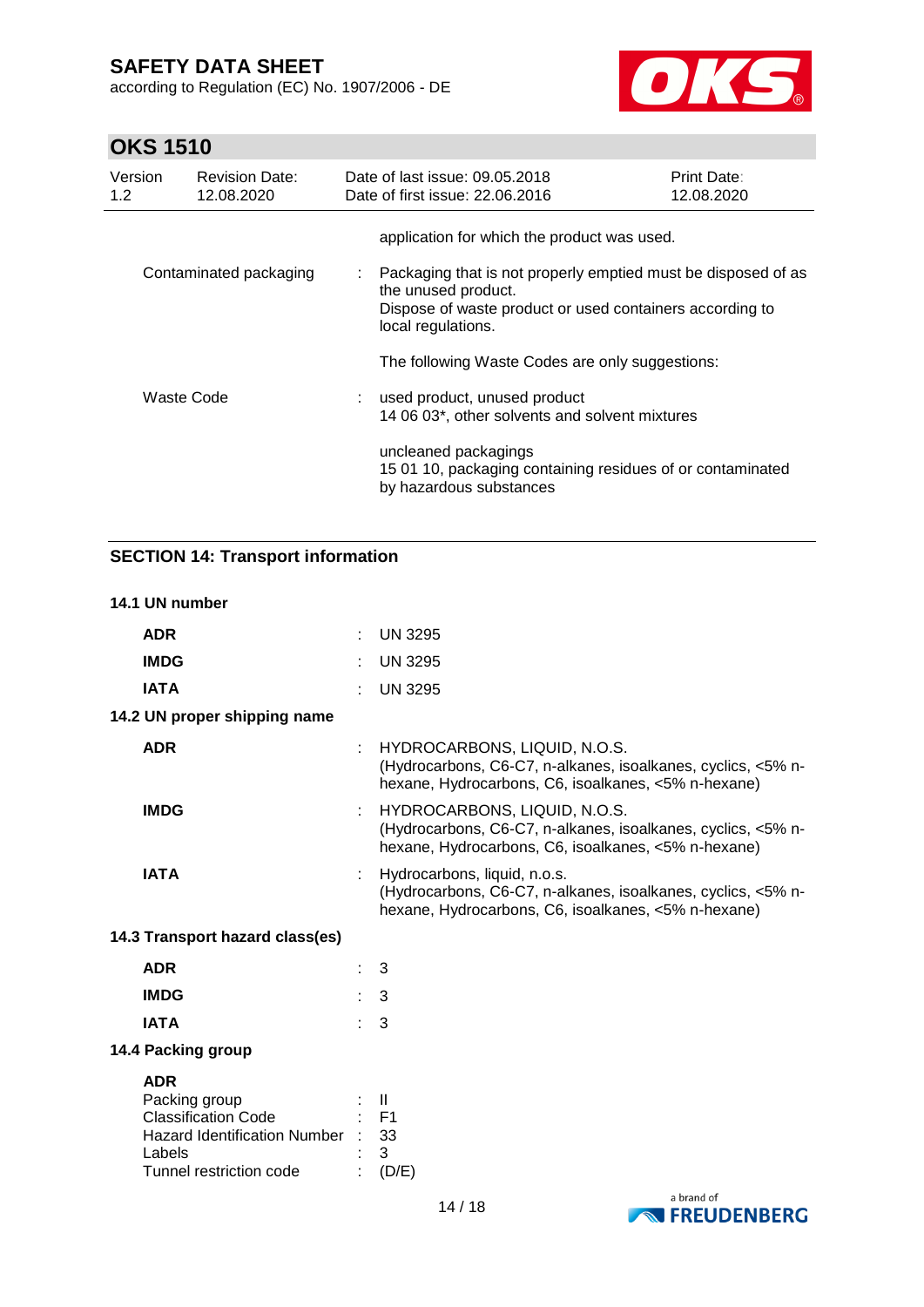application for which the product was used.

| | | |
|---|---|---|
| Contaminated packaging | : | Packaging that is not properly emptied must be disposed of as the unused product.<br>Dispose of waste product or used containers according to local regulations. |
| | | The following Waste Codes are only suggestions: |
| Waste Code | : | used product, unused product<br>14 06 03*, other solvents and solvent mixtures |
| | | uncleaned packagings<br>15 01 10, packaging containing residues of or contaminated by hazardous substances |

## SECTION 14: Transport information

### 14.1 UN number

| | | |
|---|---|---|
| **ADR** | : | UN 3295 |
| **IMDG** | : | UN 3295 |
| **IATA** | : | UN 3295 |

### 14.2 UN proper shipping name

| | | |
|---|---|---|
| **ADR** | : | HYDROCARBONS, LIQUID, N.O.S.<br>(Hydrocarbons, C6-C7, n-alkanes, isoalkanes, cyclics, <5% n-hexane, Hydrocarbons, C6, isoalkanes, <5% n-hexane) |
| **IMDG** | : | HYDROCARBONS, LIQUID, N.O.S.<br>(Hydrocarbons, C6-C7, n-alkanes, isoalkanes, cyclics, <5% n-hexane, Hydrocarbons, C6, isoalkanes, <5% n-hexane) |
| **IATA** | : | Hydrocarbons, liquid, n.o.s.<br>(Hydrocarbons, C6-C7, n-alkanes, isoalkanes, cyclics, <5% n-hexane, Hydrocarbons, C6, isoalkanes, <5% n-hexane) |

### 14.3 Transport hazard class(es)

| | | |
|---|---|---|
| **ADR** | : | 3 |
| **IMDG** | : | 3 |
| **IATA** | : | 3 |

### 14.4 Packing group

**ADR**

| | | |
|---|---|---|
| Packing group | : | II |
| Classification Code | : | F1 |
| Hazard Identification Number | : | 33 |
| Labels | : | 3 |
| Tunnel restriction code | : | (D/E) |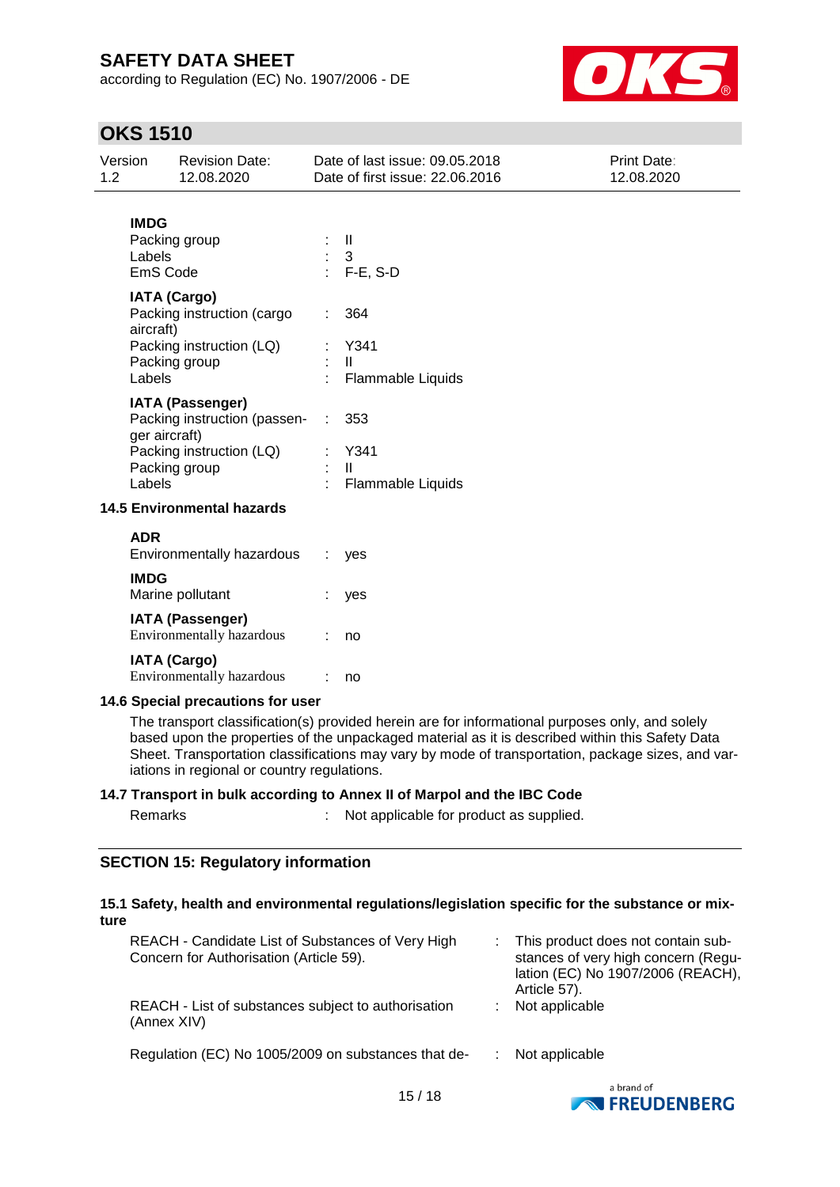**IMDG**

| | | |
|---|---|---|
| Packing group | : | II |
| Labels | : | 3 |
| EmS Code | : | F-E, S-D |

**IATA (Cargo)**

| | | |
|---|---|---|
| Packing instruction (cargo aircraft) | : | 364 |
| Packing instruction (LQ) | : | Y341 |
| Packing group | : | II |
| Labels | : | Flammable Liquids |

**IATA (Passenger)**

| | | |
|---|---|---|
| Packing instruction (passenger aircraft) | : | 353 |
| Packing instruction (LQ) | : | Y341 |
| Packing group | : | II |
| Labels | : | Flammable Liquids |

### 14.5 Environmental hazards

**ADR**

| | | |
|---|---|---|
| Environmentally hazardous | : | yes |

**IMDG**

| | | |
|---|---|---|
| Marine pollutant | : | yes |

**IATA (Passenger)**

| | | |
|---|---|---|
| Environmentally hazardous | : | no |

**IATA (Cargo)**

| | | |
|---|---|---|
| Environmentally hazardous | : | no |

### 14.6 Special precautions for user

The transport classification(s) provided herein are for informational purposes only, and solely based upon the properties of the unpackaged material as it is described within this Safety Data Sheet. Transportation classifications may vary by mode of transportation, package sizes, and variations in regional or country regulations.

### 14.7 Transport in bulk according to Annex II of Marpol and the IBC Code

| | | |
|---|---|---|
| Remarks | : | Not applicable for product as supplied. |

## SECTION 15: Regulatory information

### 15.1 Safety, health and environmental regulations/legislation specific for the substance or mixture

| | | |
|---|---|---|
| REACH - Candidate List of Substances of Very High Concern for Authorisation (Article 59). | : | This product does not contain substances of very high concern (Regulation (EC) No 1907/2006 (REACH), Article 57). |
| REACH - List of substances subject to authorisation (Annex XIV) | : | Not applicable |
| Regulation (EC) No 1005/2009 on substances that de- | : | Not applicable |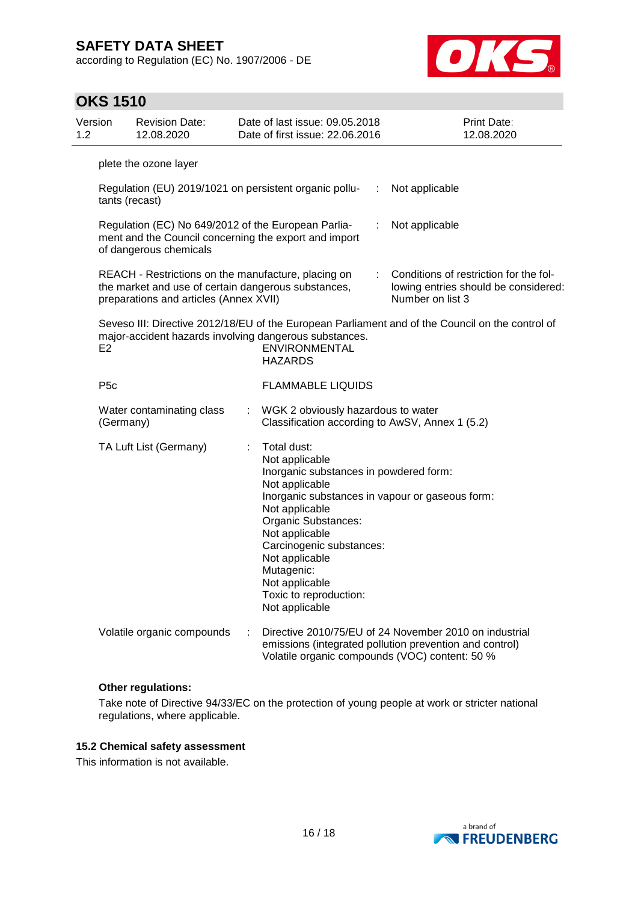plete the ozone layer

| | | |
|---|---|---|
| Regulation (EU) 2019/1021 on persistent organic pollutants (recast) | : | Not applicable |
| Regulation (EC) No 649/2012 of the European Parliament and the Council concerning the export and import of dangerous chemicals | : | Not applicable |
| REACH - Restrictions on the manufacture, placing on the market and use of certain dangerous substances, preparations and articles (Annex XVII) | : | Conditions of restriction for the following entries should be considered: Number on list 3 |

Seveso III: Directive 2012/18/EU of the European Parliament and of the Council on the control of major-accident hazards involving dangerous substances.

| | |
|---|---|
| E2 | ENVIRONMENTAL HAZARDS |
| P5c | FLAMMABLE LIQUIDS |

| | | |
|---|---|---|
| Water contaminating class (Germany) | : | WGK 2 obviously hazardous to water<br>Classification according to AwSV, Annex 1 (5.2) |
| TA Luft List (Germany) | : | Total dust:<br>Not applicable<br>Inorganic substances in powdered form:<br>Not applicable<br>Inorganic substances in vapour or gaseous form:<br>Not applicable<br>Organic Substances:<br>Not applicable<br>Carcinogenic substances:<br>Not applicable<br>Mutagenic:<br>Not applicable<br>Toxic to reproduction:<br>Not applicable |
| Volatile organic compounds | : | Directive 2010/75/EU of 24 November 2010 on industrial emissions (integrated pollution prevention and control)<br>Volatile organic compounds (VOC) content: 50 % |

**Other regulations:**

Take note of Directive 94/33/EC on the protection of young people at work or stricter national regulations, where applicable.

### 15.2 Chemical safety assessment

This information is not available.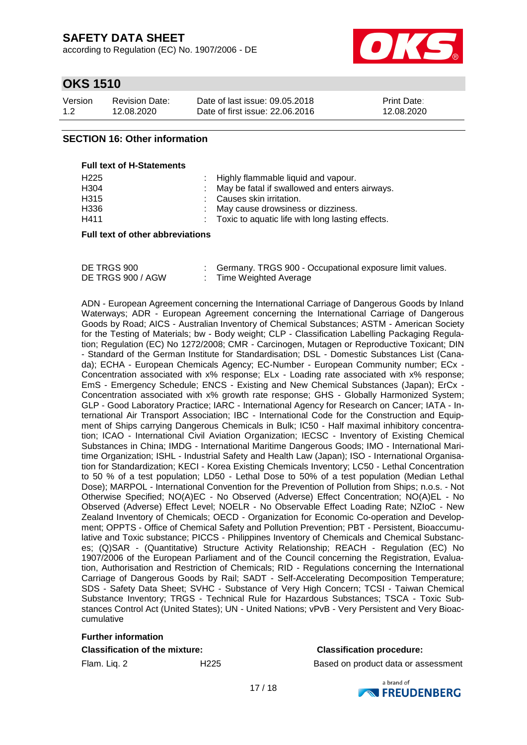## SECTION 16: Other information

**Full text of H-Statements**

| | |
|---|---|
| H225 | : Highly flammable liquid and vapour. |
| H304 | : May be fatal if swallowed and enters airways. |
| H315 | : Causes skin irritation. |
| H336 | : May cause drowsiness or dizziness. |
| H411 | : Toxic to aquatic life with long lasting effects. |

**Full text of other abbreviations**

| | |
|---|---|
| DE TRGS 900 | : Germany. TRGS 900 - Occupational exposure limit values. |
| DE TRGS 900 / AGW | : Time Weighted Average |

ADN - European Agreement concerning the International Carriage of Dangerous Goods by Inland Waterways; ADR - European Agreement concerning the International Carriage of Dangerous Goods by Road; AICS - Australian Inventory of Chemical Substances; ASTM - American Society for the Testing of Materials; bw - Body weight; CLP - Classification Labelling Packaging Regulation; Regulation (EC) No 1272/2008; CMR - Carcinogen, Mutagen or Reproductive Toxicant; DIN - Standard of the German Institute for Standardisation; DSL - Domestic Substances List (Canada); ECHA - European Chemicals Agency; EC-Number - European Community number; ECx - Concentration associated with x% response; ELx - Loading rate associated with x% response; EmS - Emergency Schedule; ENCS - Existing and New Chemical Substances (Japan); ErCx - Concentration associated with x% growth rate response; GHS - Globally Harmonized System; GLP - Good Laboratory Practice; IARC - International Agency for Research on Cancer; IATA - International Air Transport Association; IBC - International Code for the Construction and Equipment of Ships carrying Dangerous Chemicals in Bulk; IC50 - Half maximal inhibitory concentration; ICAO - International Civil Aviation Organization; IECSC - Inventory of Existing Chemical Substances in China; IMDG - International Maritime Dangerous Goods; IMO - International Maritime Organization; ISHL - Industrial Safety and Health Law (Japan); ISO - International Organisation for Standardization; KECI - Korea Existing Chemicals Inventory; LC50 - Lethal Concentration to 50 % of a test population; LD50 - Lethal Dose to 50% of a test population (Median Lethal Dose); MARPOL - International Convention for the Prevention of Pollution from Ships; n.o.s. - Not Otherwise Specified; NO(A)EC - No Observed (Adverse) Effect Concentration; NO(A)EL - No Observed (Adverse) Effect Level; NOELR - No Observable Effect Loading Rate; NZIoC - New Zealand Inventory of Chemicals; OECD - Organization for Economic Co-operation and Development; OPPTS - Office of Chemical Safety and Pollution Prevention; PBT - Persistent, Bioaccumulative and Toxic substance; PICCS - Philippines Inventory of Chemicals and Chemical Substances; (Q)SAR - (Quantitative) Structure Activity Relationship; REACH - Regulation (EC) No 1907/2006 of the European Parliament and of the Council concerning the Registration, Evaluation, Authorisation and Restriction of Chemicals; RID - Regulations concerning the International Carriage of Dangerous Goods by Rail; SADT - Self-Accelerating Decomposition Temperature; SDS - Safety Data Sheet; SVHC - Substance of Very High Concern; TCSI - Taiwan Chemical Substance Inventory; TRGS - Technical Rule for Hazardous Substances; TSCA - Toxic Substances Control Act (United States); UN - United Nations; vPvB - Very Persistent and Very Bioaccumulative

**Further information**

| **Classification of the mixture:** | | **Classification procedure:** |
|---|---|---|
| Flam. Liq. 2 | H225 | Based on product data or assessment |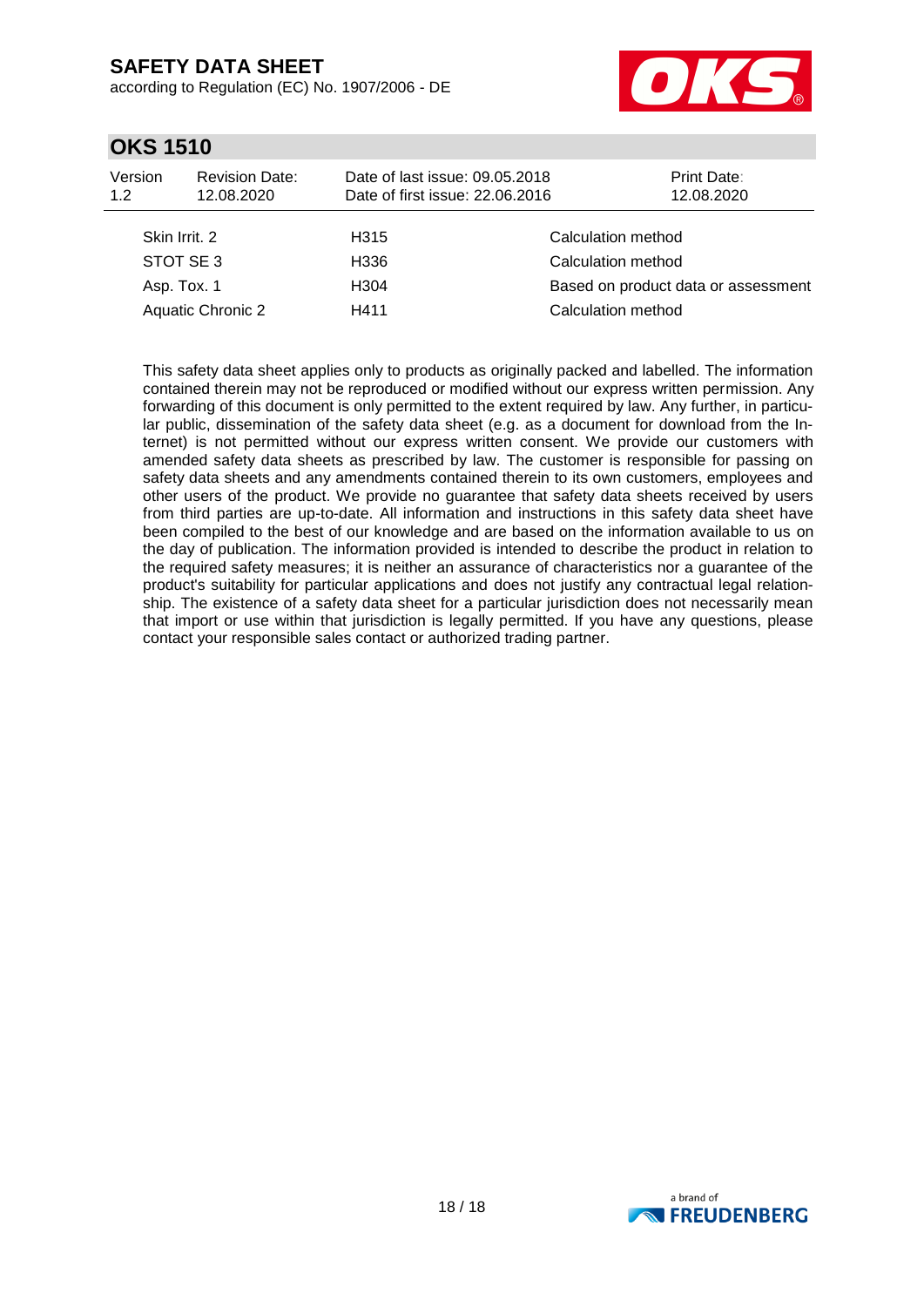| | | |
|---|---|---|
| Skin Irrit. 2 | H315 | Calculation method |
| STOT SE 3 | H336 | Calculation method |
| Asp. Tox. 1 | H304 | Based on product data or assessment |
| Aquatic Chronic 2 | H411 | Calculation method |

This safety data sheet applies only to products as originally packed and labelled. The information contained therein may not be reproduced or modified without our express written permission. Any forwarding of this document is only permitted to the extent required by law. Any further, in particular public, dissemination of the safety data sheet (e.g. as a document for download from the Internet) is not permitted without our express written consent. We provide our customers with amended safety data sheets as prescribed by law. The customer is responsible for passing on safety data sheets and any amendments contained therein to its own customers, employees and other users of the product. We provide no guarantee that safety data sheets received by users from third parties are up-to-date. All information and instructions in this safety data sheet have been compiled to the best of our knowledge and are based on the information available to us on the day of publication. The information provided is intended to describe the product in relation to the required safety measures; it is neither an assurance of characteristics nor a guarantee of the product's suitability for particular applications and does not justify any contractual legal relationship. The existence of a safety data sheet for a particular jurisdiction does not necessarily mean that import or use within that jurisdiction is legally permitted. If you have any questions, please contact your responsible sales contact or authorized trading partner.